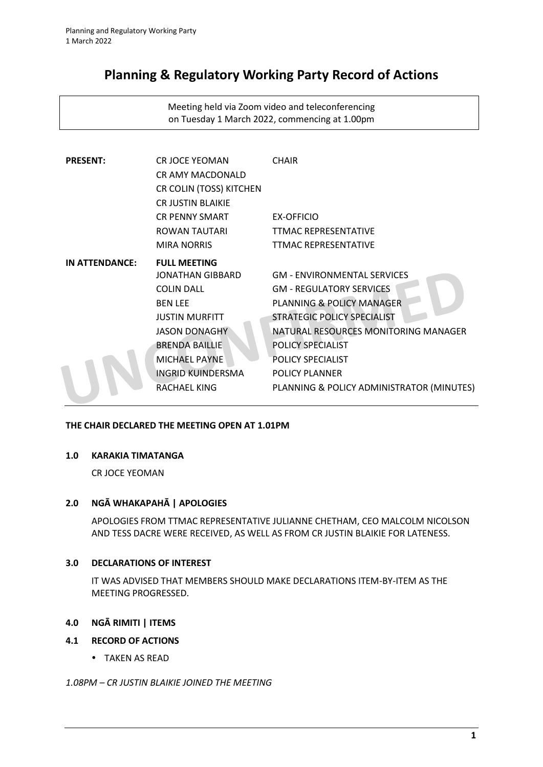# Planning & Regulatory Working Party Record of Actions

Meeting held via Zoom video and teleconferencing
on Tuesday 1 March 2022, commencing at 1.00pm

| | | |
|---|---|---|
| **PRESENT:** | CR JOCE YEOMAN | CHAIR |
| | CR AMY MACDONALD | |
| | CR COLIN (TOSS) KITCHEN | |
| | CR JUSTIN BLAIKIE | |
| | CR PENNY SMART | EX-OFFICIO |
| | ROWAN TAUTARI | TTMAC REPRESENTATIVE |
| | MIRA NORRIS | TTMAC REPRESENTATIVE |
| **IN ATTENDANCE:** | **FULL MEETING** | |
| | JONATHAN GIBBARD | GM - ENVIRONMENTAL SERVICES |
| | COLIN DALL | GM - REGULATORY SERVICES |
| | BEN LEE | PLANNING & POLICY MANAGER |
| | JUSTIN MURFITT | STRATEGIC POLICY SPECIALIST |
| | JASON DONAGHY | NATURAL RESOURCES MONITORING MANAGER |
| | BRENDA BAILLIE | POLICY SPECIALIST |
| | MICHAEL PAYNE | POLICY SPECIALIST |
| | INGRID KUINDERSMA | POLICY PLANNER |
| | RACHAEL KING | PLANNING & POLICY ADMINISTRATOR (MINUTES) |

**THE CHAIR DECLARED THE MEETING OPEN AT 1.01PM**

## 1.0 KARAKIA TIMATANGA

CR JOCE YEOMAN

## 2.0 NGĀ WHAKAPAHĀ | APOLOGIES

APOLOGIES FROM TTMAC REPRESENTATIVE JULIANNE CHETHAM, CEO MALCOLM NICOLSON AND TESS DACRE WERE RECEIVED, AS WELL AS FROM CR JUSTIN BLAIKIE FOR LATENESS.

## 3.0 DECLARATIONS OF INTEREST

IT WAS ADVISED THAT MEMBERS SHOULD MAKE DECLARATIONS ITEM-BY-ITEM AS THE MEETING PROGRESSED.

## 4.0 NGĀ RIMITI | ITEMS

### 4.1 RECORD OF ACTIONS

- TAKEN AS READ

*1.08PM – CR JUSTIN BLAIKIE JOINED THE MEETING*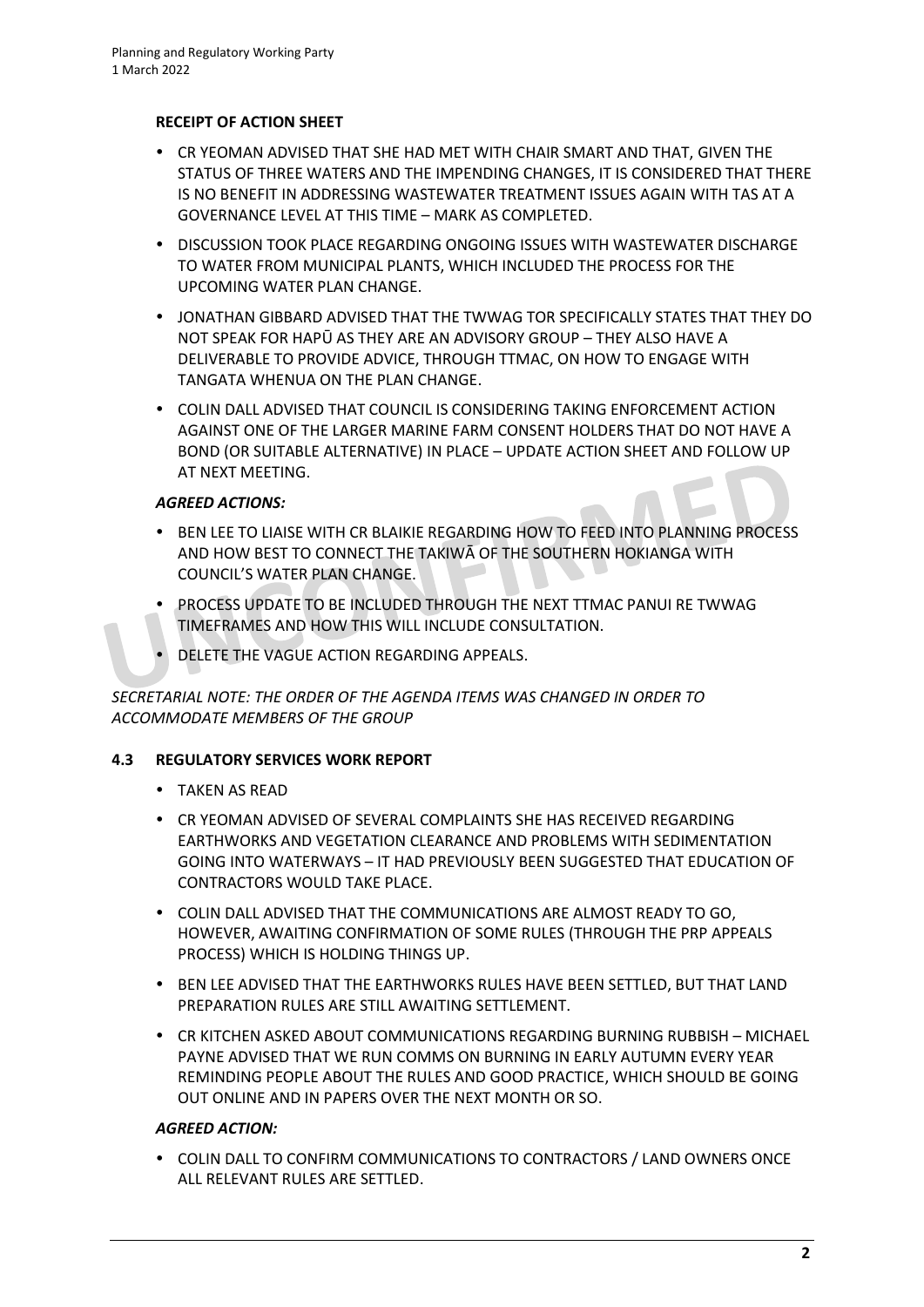**RECEIPT OF ACTION SHEET**

- CR YEOMAN ADVISED THAT SHE HAD MET WITH CHAIR SMART AND THAT, GIVEN THE STATUS OF THREE WATERS AND THE IMPENDING CHANGES, IT IS CONSIDERED THAT THERE IS NO BENEFIT IN ADDRESSING WASTEWATER TREATMENT ISSUES AGAIN WITH TAS AT A GOVERNANCE LEVEL AT THIS TIME – MARK AS COMPLETED.
- DISCUSSION TOOK PLACE REGARDING ONGOING ISSUES WITH WASTEWATER DISCHARGE TO WATER FROM MUNICIPAL PLANTS, WHICH INCLUDED THE PROCESS FOR THE UPCOMING WATER PLAN CHANGE.
- JONATHAN GIBBARD ADVISED THAT THE TWWAG TOR SPECIFICALLY STATES THAT THEY DO NOT SPEAK FOR HAPŪ AS THEY ARE AN ADVISORY GROUP – THEY ALSO HAVE A DELIVERABLE TO PROVIDE ADVICE, THROUGH TTMAC, ON HOW TO ENGAGE WITH TANGATA WHENUA ON THE PLAN CHANGE.
- COLIN DALL ADVISED THAT COUNCIL IS CONSIDERING TAKING ENFORCEMENT ACTION AGAINST ONE OF THE LARGER MARINE FARM CONSENT HOLDERS THAT DO NOT HAVE A BOND (OR SUITABLE ALTERNATIVE) IN PLACE – UPDATE ACTION SHEET AND FOLLOW UP AT NEXT MEETING.

***AGREED ACTIONS:***

- BEN LEE TO LIAISE WITH CR BLAIKIE REGARDING HOW TO FEED INTO PLANNING PROCESS AND HOW BEST TO CONNECT THE TAKIWĀ OF THE SOUTHERN HOKIANGA WITH COUNCIL'S WATER PLAN CHANGE.
- PROCESS UPDATE TO BE INCLUDED THROUGH THE NEXT TTMAC PANUI RE TWWAG TIMEFRAMES AND HOW THIS WILL INCLUDE CONSULTATION.
- DELETE THE VAGUE ACTION REGARDING APPEALS.

*SECRETARIAL NOTE: THE ORDER OF THE AGENDA ITEMS WAS CHANGED IN ORDER TO ACCOMMODATE MEMBERS OF THE GROUP*

### 4.3 REGULATORY SERVICES WORK REPORT

- TAKEN AS READ
- CR YEOMAN ADVISED OF SEVERAL COMPLAINTS SHE HAS RECEIVED REGARDING EARTHWORKS AND VEGETATION CLEARANCE AND PROBLEMS WITH SEDIMENTATION GOING INTO WATERWAYS – IT HAD PREVIOUSLY BEEN SUGGESTED THAT EDUCATION OF CONTRACTORS WOULD TAKE PLACE.
- COLIN DALL ADVISED THAT THE COMMUNICATIONS ARE ALMOST READY TO GO, HOWEVER, AWAITING CONFIRMATION OF SOME RULES (THROUGH THE PRP APPEALS PROCESS) WHICH IS HOLDING THINGS UP.
- BEN LEE ADVISED THAT THE EARTHWORKS RULES HAVE BEEN SETTLED, BUT THAT LAND PREPARATION RULES ARE STILL AWAITING SETTLEMENT.
- CR KITCHEN ASKED ABOUT COMMUNICATIONS REGARDING BURNING RUBBISH – MICHAEL PAYNE ADVISED THAT WE RUN COMMS ON BURNING IN EARLY AUTUMN EVERY YEAR REMINDING PEOPLE ABOUT THE RULES AND GOOD PRACTICE, WHICH SHOULD BE GOING OUT ONLINE AND IN PAPERS OVER THE NEXT MONTH OR SO.

***AGREED ACTION:***

- COLIN DALL TO CONFIRM COMMUNICATIONS TO CONTRACTORS / LAND OWNERS ONCE ALL RELEVANT RULES ARE SETTLED.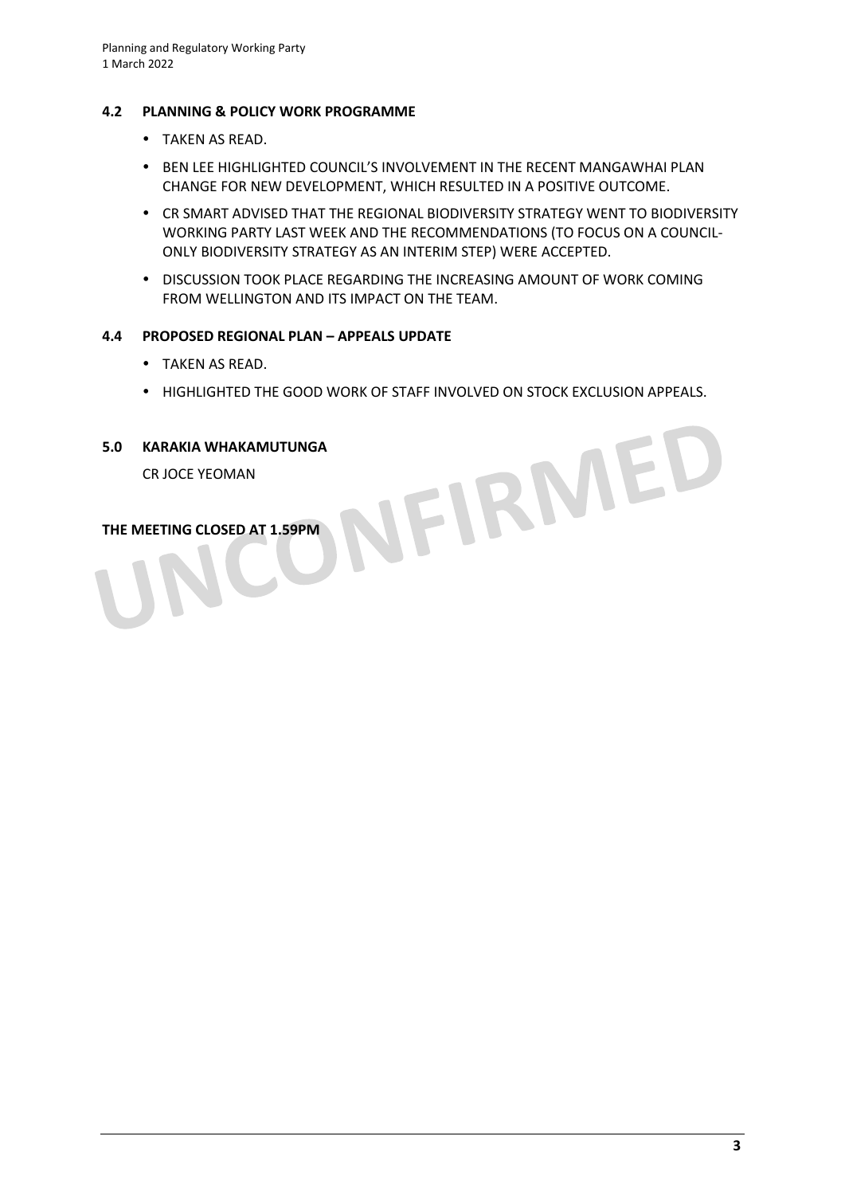### 4.2 PLANNING & POLICY WORK PROGRAMME

- TAKEN AS READ.
- BEN LEE HIGHLIGHTED COUNCIL'S INVOLVEMENT IN THE RECENT MANGAWHAI PLAN CHANGE FOR NEW DEVELOPMENT, WHICH RESULTED IN A POSITIVE OUTCOME.
- CR SMART ADVISED THAT THE REGIONAL BIODIVERSITY STRATEGY WENT TO BIODIVERSITY WORKING PARTY LAST WEEK AND THE RECOMMENDATIONS (TO FOCUS ON A COUNCIL-ONLY BIODIVERSITY STRATEGY AS AN INTERIM STEP) WERE ACCEPTED.
- DISCUSSION TOOK PLACE REGARDING THE INCREASING AMOUNT OF WORK COMING FROM WELLINGTON AND ITS IMPACT ON THE TEAM.

### 4.4 PROPOSED REGIONAL PLAN – APPEALS UPDATE

- TAKEN AS READ.
- HIGHLIGHTED THE GOOD WORK OF STAFF INVOLVED ON STOCK EXCLUSION APPEALS.

### 5.0 KARAKIA WHAKAMUTUNGA

CR JOCE YEOMAN

**THE MEETING CLOSED AT 1.59PM**

UNCONFIRMED